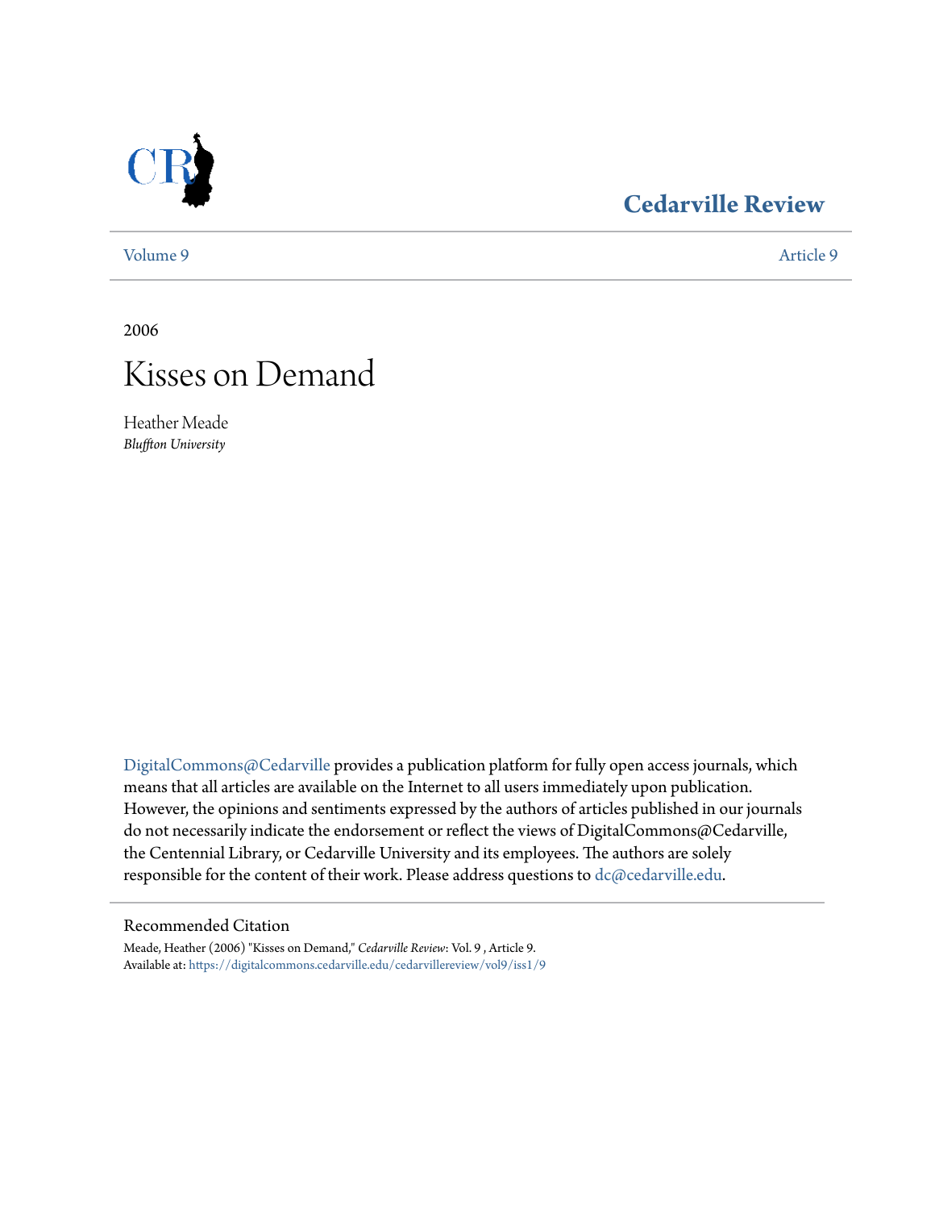Cedarville Review

Volume 9 | Article 9

2006

# Kisses on Demand

Heather Meade
*Bluffton University*

DigitalCommons@Cedarville provides a publication platform for fully open access journals, which means that all articles are available on the Internet to all users immediately upon publication. However, the opinions and sentiments expressed by the authors of articles published in our journals do not necessarily indicate the endorsement or reflect the views of DigitalCommons@Cedarville, the Centennial Library, or Cedarville University and its employees. The authors are solely responsible for the content of their work. Please address questions to dc@cedarville.edu.

Recommended Citation

Meade, Heather (2006) "Kisses on Demand," *Cedarville Review*: Vol. 9 , Article 9.
Available at: https://digitalcommons.cedarville.edu/cedarvillereview/vol9/iss1/9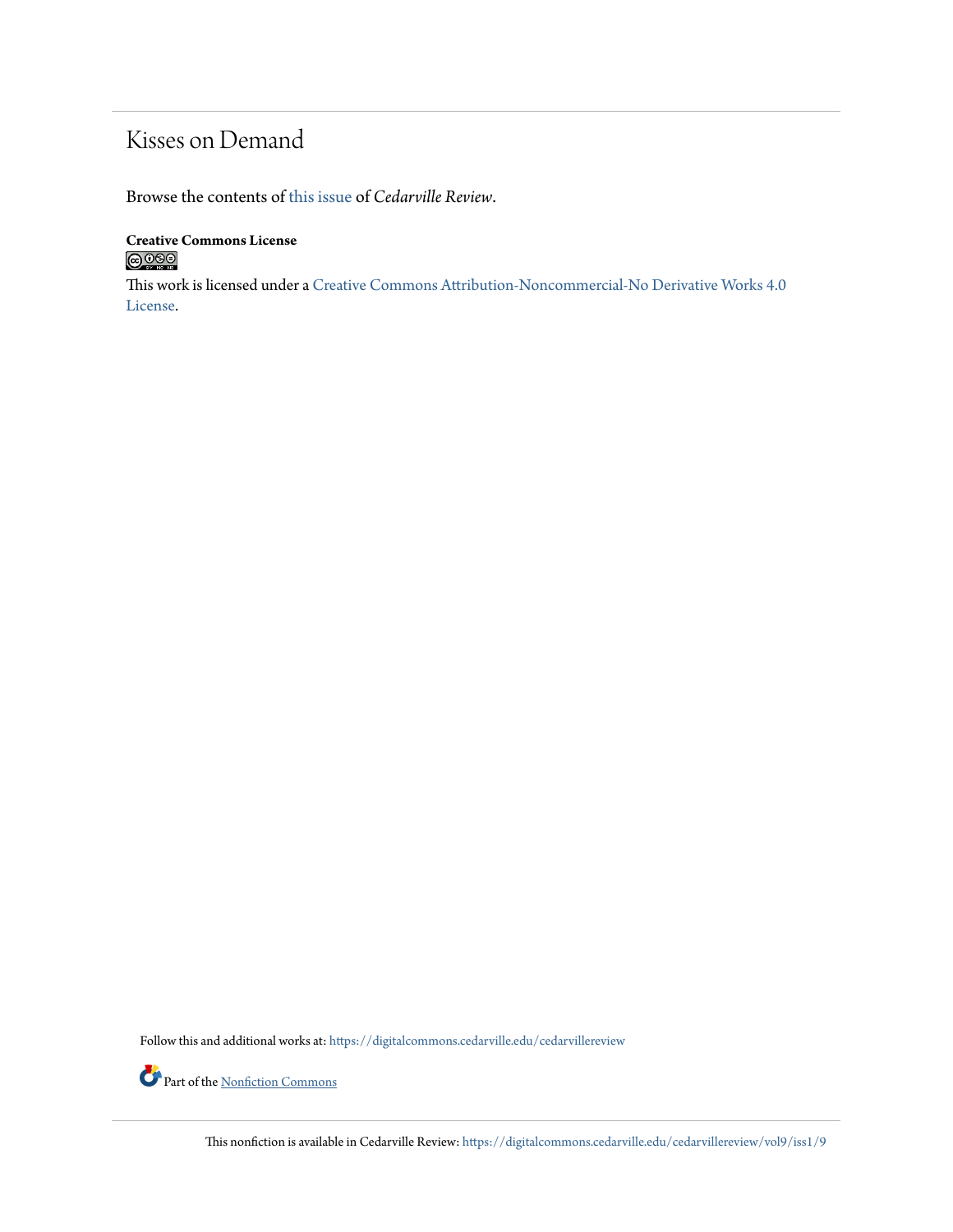# Kisses on Demand

Browse the contents of this issue of *Cedarville Review*.

**Creative Commons License**

This work is licensed under a Creative Commons Attribution-Noncommercial-No Derivative Works 4.0 License.

Follow this and additional works at: https://digitalcommons.cedarville.edu/cedarvillereview

Part of the Nonfiction Commons

This nonfiction is available in Cedarville Review: https://digitalcommons.cedarville.edu/cedarvillereview/vol9/iss1/9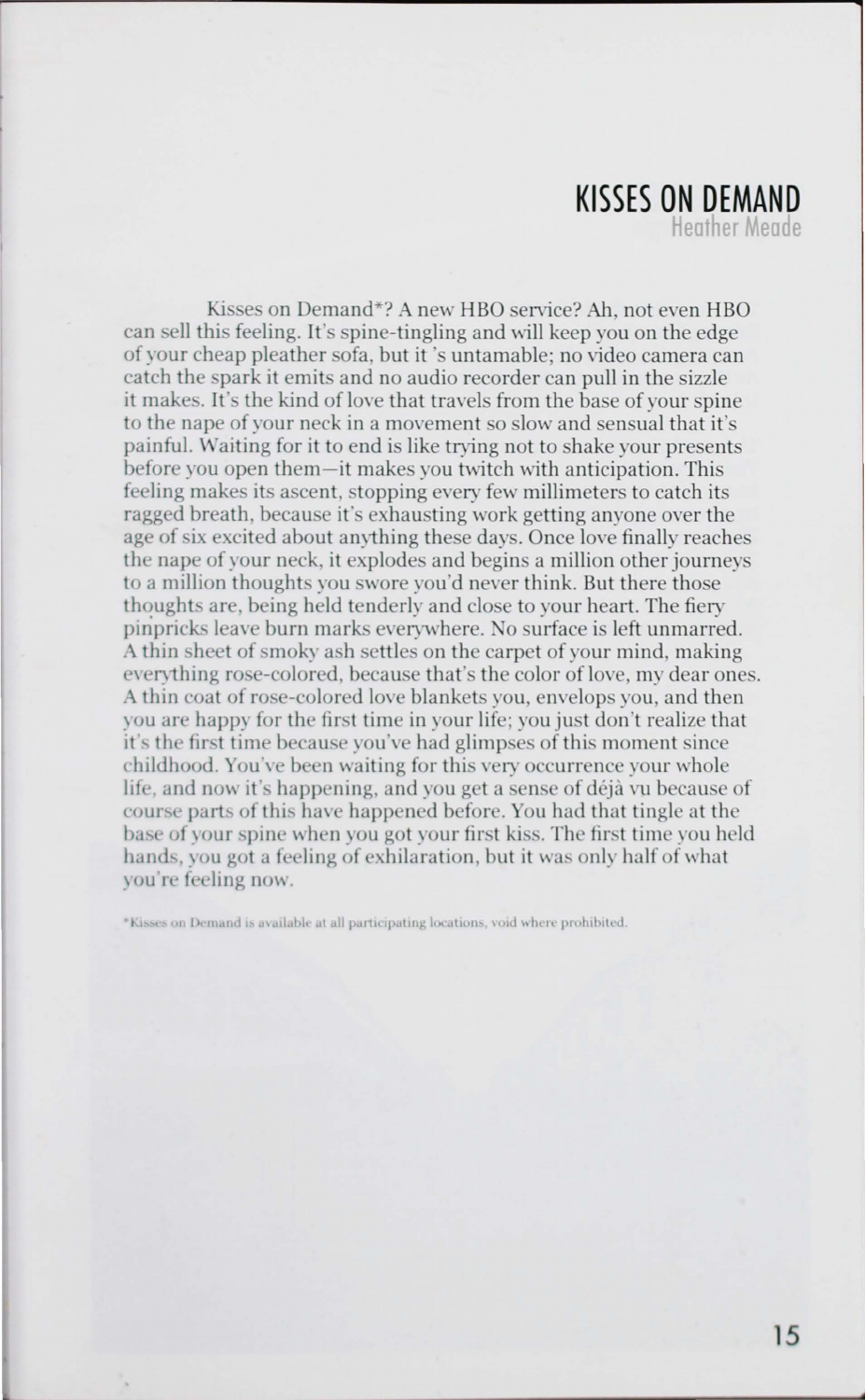# KISSES ON DEMAND

Heather Meade

Kisses on Demand*? A new HBO service? Ah, not even HBO can sell this feeling. It's spine-tingling and will keep you on the edge of your cheap pleather sofa, but it 's untamable; no video camera can catch the spark it emits and no audio recorder can pull in the sizzle it makes. It's the kind of love that travels from the base of your spine to the nape of your neck in a movement so slow and sensual that it's painful. Waiting for it to end is like trying not to shake your presents before you open them—it makes you twitch with anticipation. This feeling makes its ascent, stopping every few millimeters to catch its ragged breath, because it's exhausting work getting anyone over the age of six excited about anything these days. Once love finally reaches the nape of your neck, it explodes and begins a million other journeys to a million thoughts you swore you'd never think. But there those thoughts are, being held tenderly and close to your heart. The fiery pinpricks leave burn marks everywhere. No surface is left unmarred. A thin sheet of smoky ash settles on the carpet of your mind, making everything rose-colored, because that's the color of love, my dear ones. A thin coat of rose-colored love blankets you, envelops you, and then you are happy for the first time in your life; you just don't realize that it's the first time because you've had glimpses of this moment since childhood. You've been waiting for this very occurrence your whole life, and now it's happening, and you get a sense of déjà vu because of course parts of this have happened before. You had that tingle at the base of your spine when you got your first kiss. The first time you held hands, you got a feeling of exhilaration, but it was only half of what you're feeling now.

*Kisses on Demand is available at all participating locations, void where prohibited.